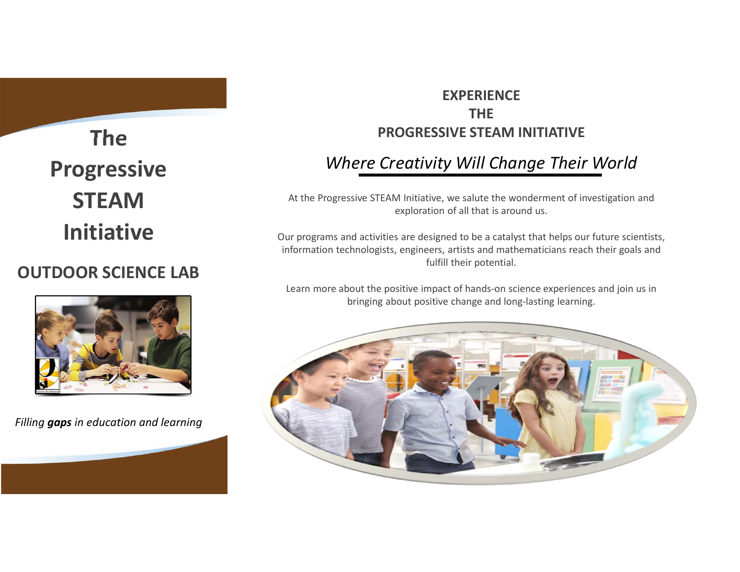# The Progressive STEAM Initiative

## OUTDOOR SCIENCE LAB

*Filling **gaps** in education and learning*

## EXPERIENCE THE PROGRESSIVE STEAM INITIATIVE

### *Where Creativity Will Change Their World*

At the Progressive STEAM Initiative, we salute the wonderment of investigation and exploration of all that is around us.

Our programs and activities are designed to be a catalyst that helps our future scientists, information technologists, engineers, artists and mathematicians reach their goals and fulfill their potential.

Learn more about the positive impact of hands-on science experiences and join us in bringing about positive change and long-lasting learning.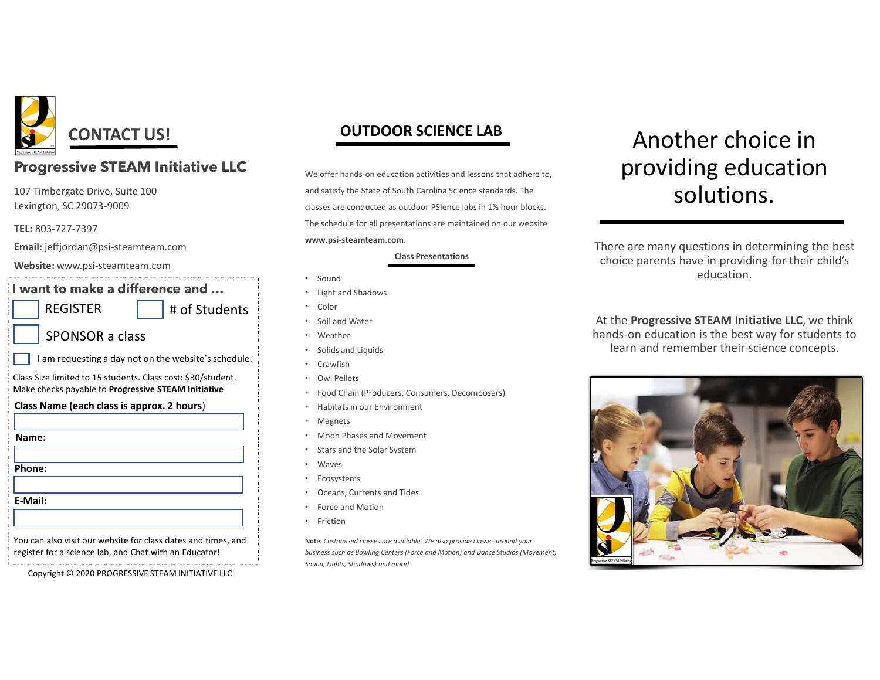## CONTACT US!

### Progressive STEAM Initiative LLC

107 Timbergate Drive, Suite 100
Lexington, SC 29073-9009

**TEL:** 803-727-7397

**Email:** jeffjordan@psi-steamteam.com

**Website:** www.psi-steamteam.com

**I want to make a difference and ...**

☐ REGISTER ☐ # of Students

☐ SPONSOR a class

☐ I am requesting a day not on the website's schedule.

Class Size limited to 15 students. Class cost: $30/student.
Make checks payable to **Progressive STEAM Initiative**

**Class Name (each class is approx. 2 hours)**

**Name:**

**Phone:**

**E-Mail:**

You can also visit our website for class dates and times, and register for a science lab, and Chat with an Educator!

Copyright © 2020 PROGRESSIVE STEAM INITIATIVE LLC

## OUTDOOR SCIENCE LAB

We offer hands-on education activities and lessons that adhere to, and satisfy the State of South Carolina Science standards. The classes are conducted as outdoor PSIence labs in 1½ hour blocks. The schedule for all presentations are maintained on our website **www.psi-steamteam.com**.

**Class Presentations**

- Sound
- Light and Shadows
- Color
- Soil and Water
- Weather
- Solids and Liquids
- Crawfish
- Owl Pellets
- Food Chain (Producers, Consumers, Decomposers)
- Habitats in our Environment
- Magnets
- Moon Phases and Movement
- Stars and the Solar System
- Waves
- Ecosystems
- Oceans, Currents and Tides
- Force and Motion
- Friction

**Note:** *Customized classes are available. We also provide classes around your business such as Bowling Centers (Force and Motion) and Dance Studios (Movement, Sound, Lights, Shadows) and more!*

# Another choice in providing education solutions.

There are many questions in determining the best choice parents have in providing for their child's education.

At the **Progressive STEAM Initiative LLC**, we think hands-on education is the best way for students to learn and remember their science concepts.